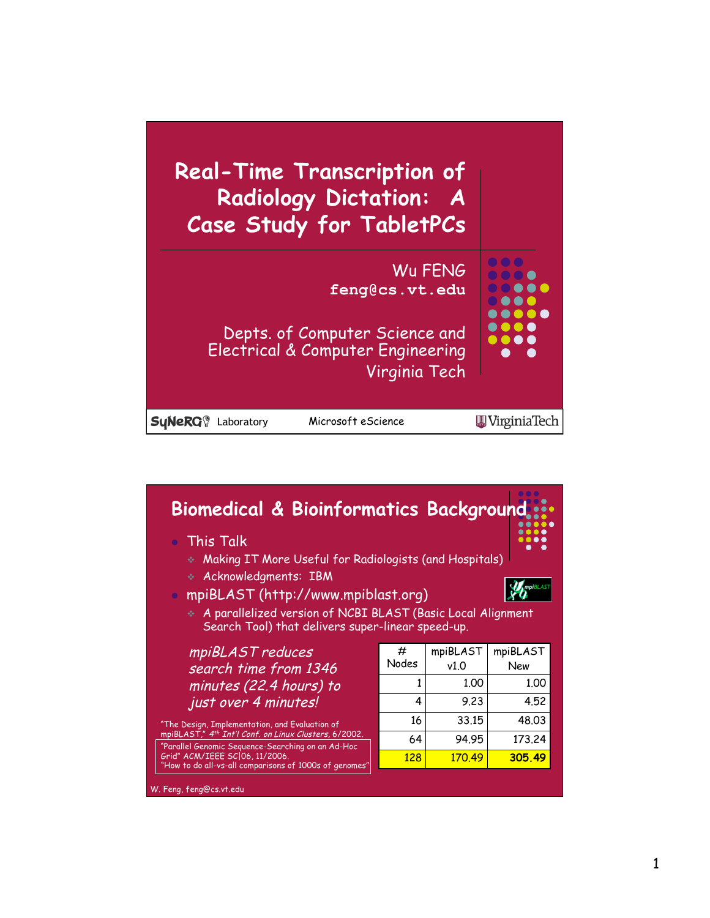# Real-Time Transcription of Radiology Dictation: A Case Study for TabletPCs

Wu FENG
**feng@cs.vt.edu**

Depts. of Computer Science and Electrical & Computer Engineering
Virginia Tech

SyNeRGy Laboratory — Microsoft eScience — VirginiaTech

## Biomedical & Bioinformatics Background

- This Talk
  - Making IT More Useful for Radiologists (and Hospitals)
  - Acknowledgments: IBM
- mpiBLAST (http://www.mpiblast.org)
  - A parallelized version of NCBI BLAST (Basic Local Alignment Search Tool) that delivers super-linear speed-up.

*mpiBLAST reduces search time from 1346 minutes (22.4 hours) to just over 4 minutes!*

| # Nodes | mpiBLAST v1.0 | mpiBLAST New |
|---|---|---|
| 1 | 1.00 | 1.00 |
| 4 | 9.23 | 4.52 |
| 16 | 33.15 | 48.03 |
| 64 | 94.95 | 173.24 |
| 128 | 170.49 | **305.49** |

"The Design, Implementation, and Evaluation of mpiBLAST," *4th Int'l Conf. on Linux Clusters*, 6/2002.

"Parallel Genomic Sequence-Searching on an Ad-Hoc Grid" ACM/IEEE SC|06, 11/2006.
"How to do all-vs-all comparisons of 1000s of genomes"

W. Feng, feng@cs.vt.edu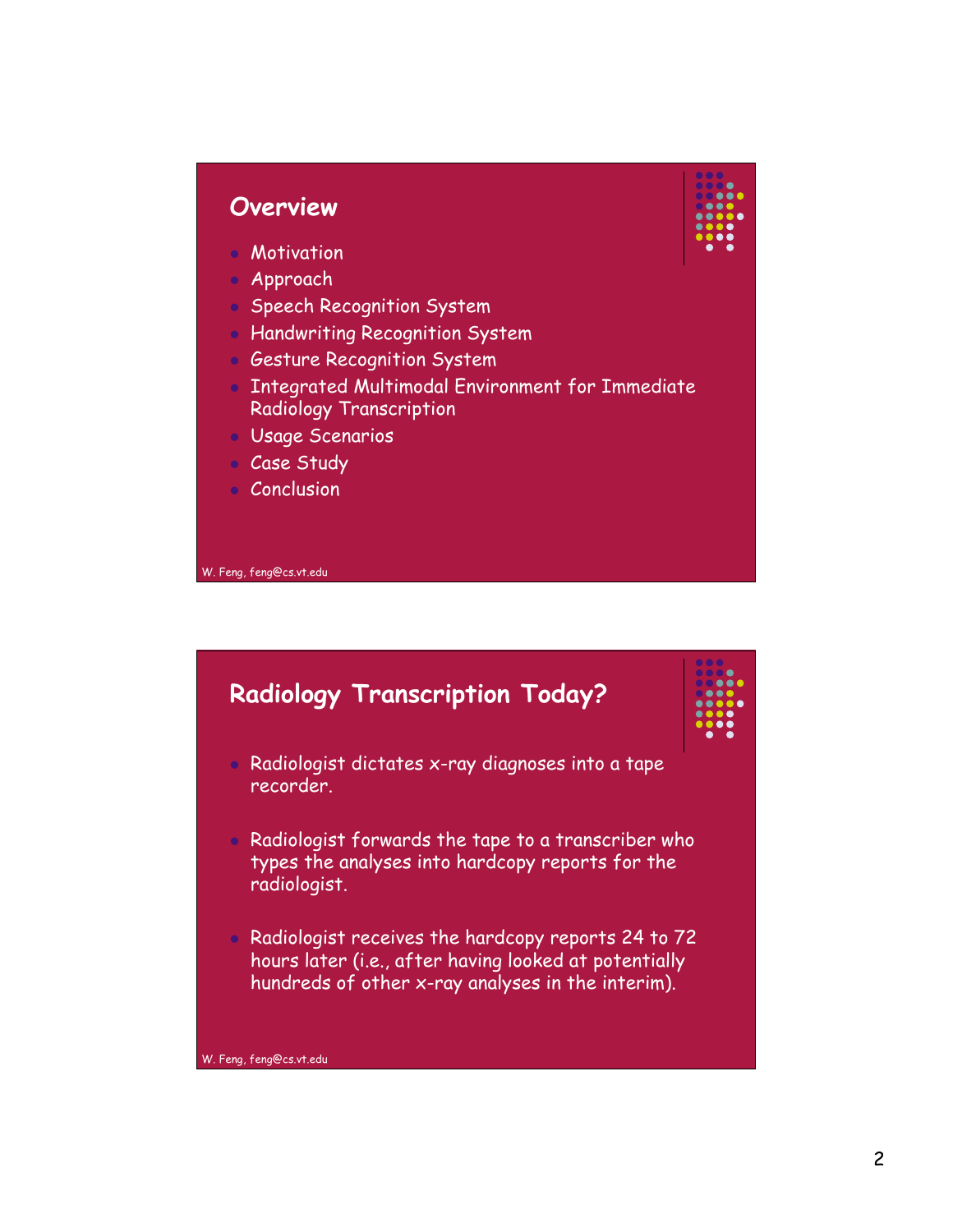## Overview

- Motivation
- Approach
- Speech Recognition System
- Handwriting Recognition System
- Gesture Recognition System
- Integrated Multimodal Environment for Immediate Radiology Transcription
- Usage Scenarios
- Case Study
- Conclusion

W. Feng, feng@cs.vt.edu

## Radiology Transcription Today?

- Radiologist dictates x-ray diagnoses into a tape recorder.
- Radiologist forwards the tape to a transcriber who types the analyses into hardcopy reports for the radiologist.
- Radiologist receives the hardcopy reports 24 to 72 hours later (i.e., after having looked at potentially hundreds of other x-ray analyses in the interim).

W. Feng, feng@cs.vt.edu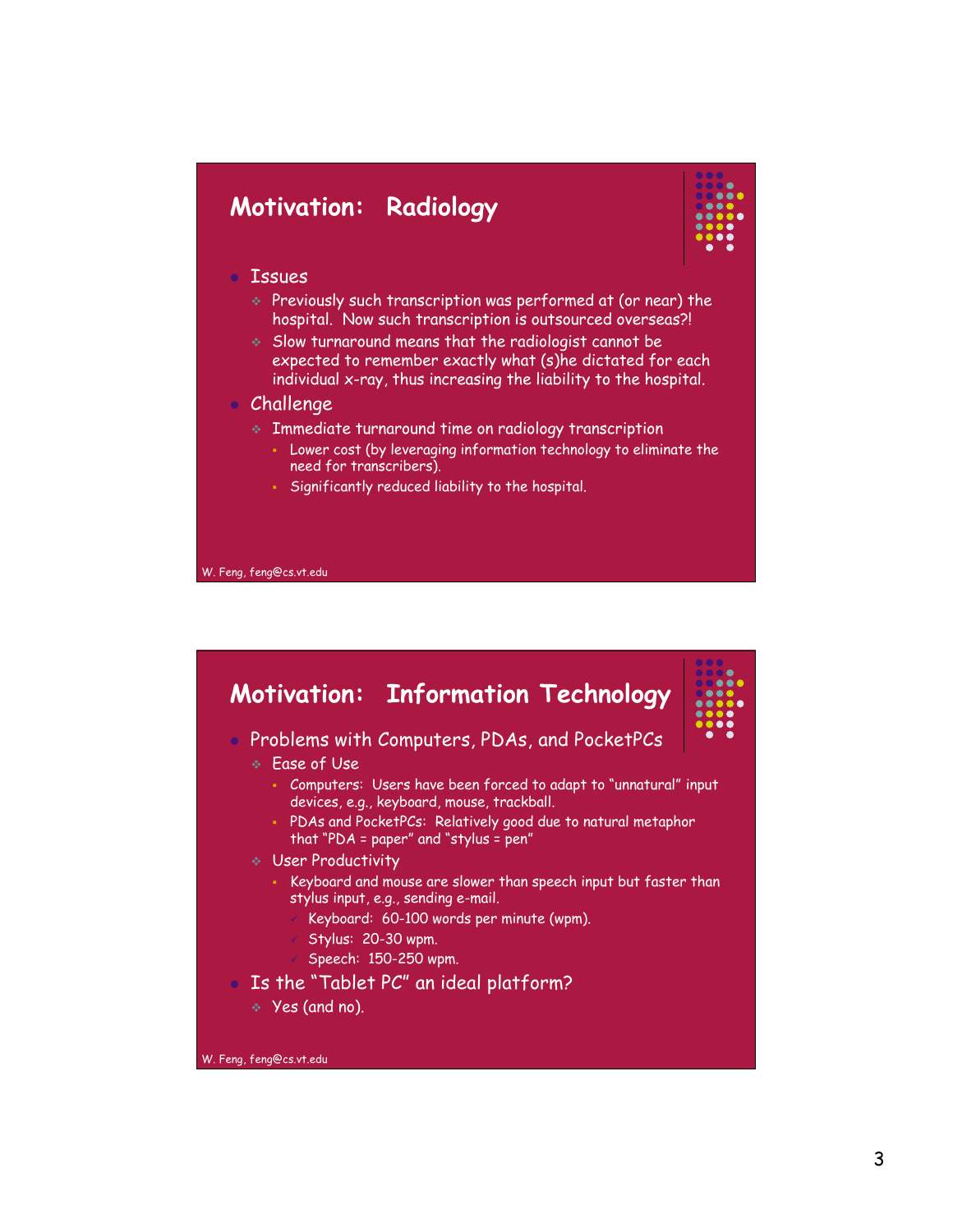## Motivation: Radiology

- Issues
  - Previously such transcription was performed at (or near) the hospital. Now such transcription is outsourced overseas?!
  - Slow turnaround means that the radiologist cannot be expected to remember exactly what (s)he dictated for each individual x-ray, thus increasing the liability to the hospital.
- Challenge
  - Immediate turnaround time on radiology transcription
    - Lower cost (by leveraging information technology to eliminate the need for transcribers).
    - Significantly reduced liability to the hospital.

W. Feng, feng@cs.vt.edu

## Motivation: Information Technology

- Problems with Computers, PDAs, and PocketPCs
  - Ease of Use
    - Computers: Users have been forced to adapt to "unnatural" input devices, e.g., keyboard, mouse, trackball.
    - PDAs and PocketPCs: Relatively good due to natural metaphor that "PDA = paper" and "stylus = pen"
  - User Productivity
    - Keyboard and mouse are slower than speech input but faster than stylus input, e.g., sending e-mail.
      - Keyboard: 60-100 words per minute (wpm).
      - Stylus: 20-30 wpm.
      - Speech: 150-250 wpm.
- Is the "Tablet PC" an ideal platform?
  - Yes (and no).

W. Feng, feng@cs.vt.edu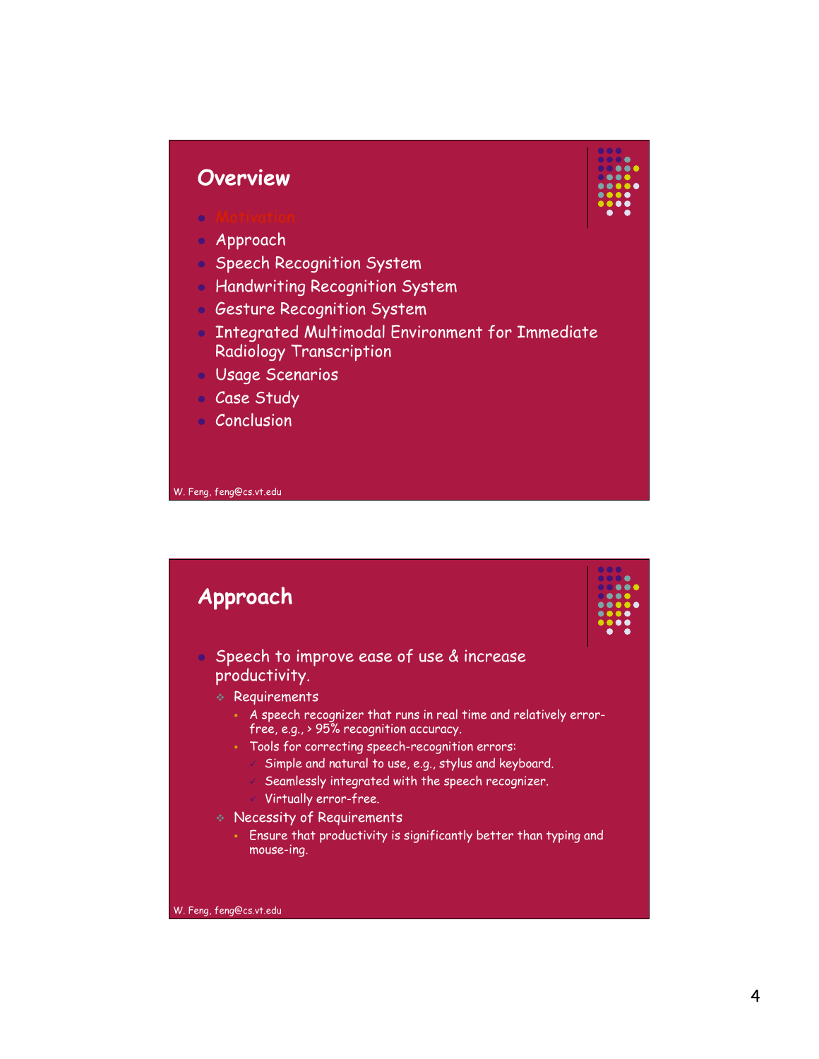## Overview

- Motivation
- Approach
- Speech Recognition System
- Handwriting Recognition System
- Gesture Recognition System
- Integrated Multimodal Environment for Immediate Radiology Transcription
- Usage Scenarios
- Case Study
- Conclusion

W. Feng, feng@cs.vt.edu

## Approach

- Speech to improve ease of use & increase productivity.
  - Requirements
    - A speech recognizer that runs in real time and relatively error-free, e.g., > 95% recognition accuracy.
    - Tools for correcting speech-recognition errors:
      - Simple and natural to use, e.g., stylus and keyboard.
      - Seamlessly integrated with the speech recognizer.
      - Virtually error-free.
  - Necessity of Requirements
    - Ensure that productivity is significantly better than typing and mouse-ing.

W. Feng, feng@cs.vt.edu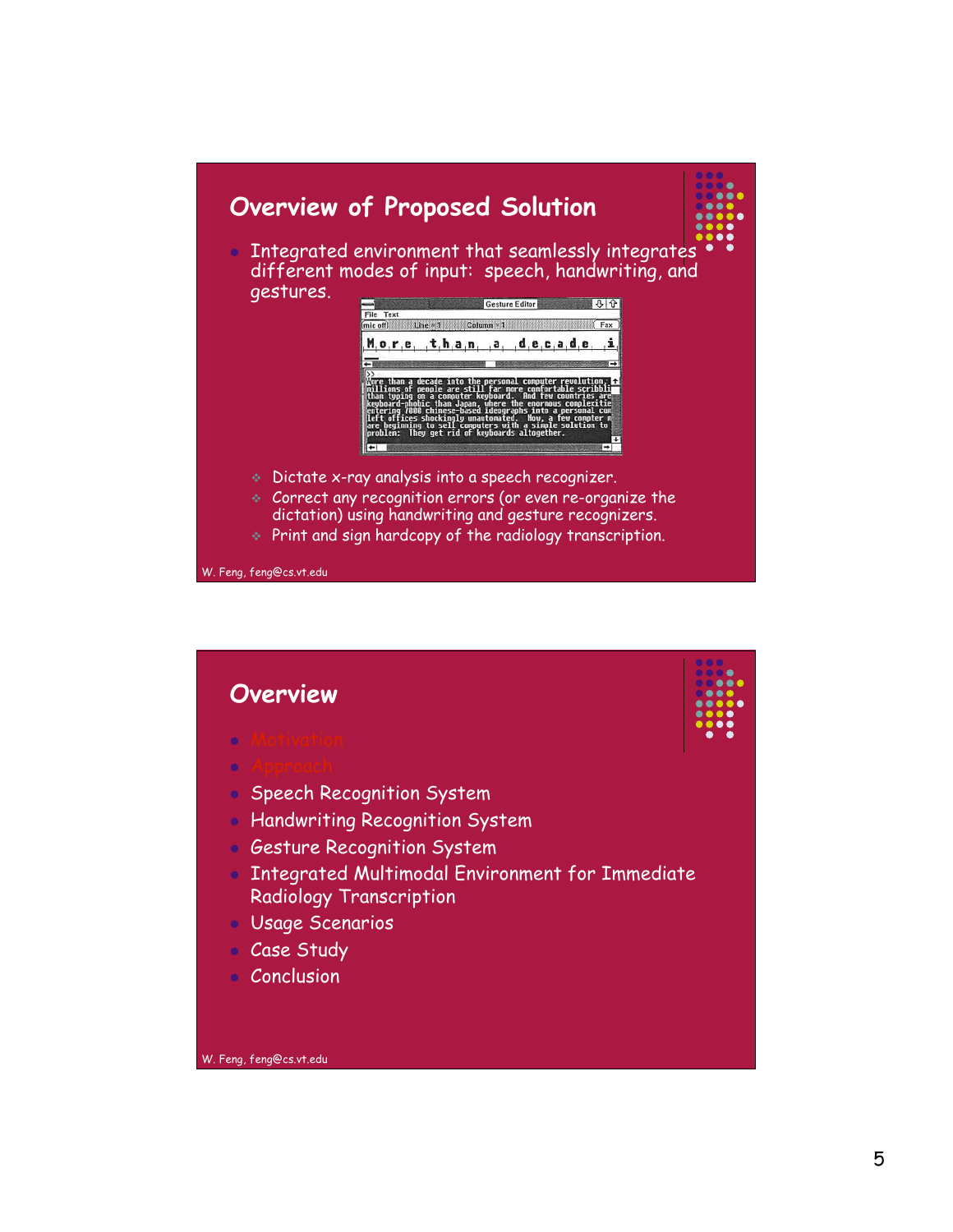## Overview of Proposed Solution

- Integrated environment that seamlessly integrates different modes of input: speech, handwriting, and gestures.
  - Dictate x-ray analysis into a speech recognizer.
  - Correct any recognition errors (or even re-organize the dictation) using handwriting and gesture recognizers.
  - Print and sign hardcopy of the radiology transcription.

W. Feng, feng@cs.vt.edu

## Overview

- Motivation
- Approach
- Speech Recognition System
- Handwriting Recognition System
- Gesture Recognition System
- Integrated Multimodal Environment for Immediate Radiology Transcription
- Usage Scenarios
- Case Study
- Conclusion

W. Feng, feng@cs.vt.edu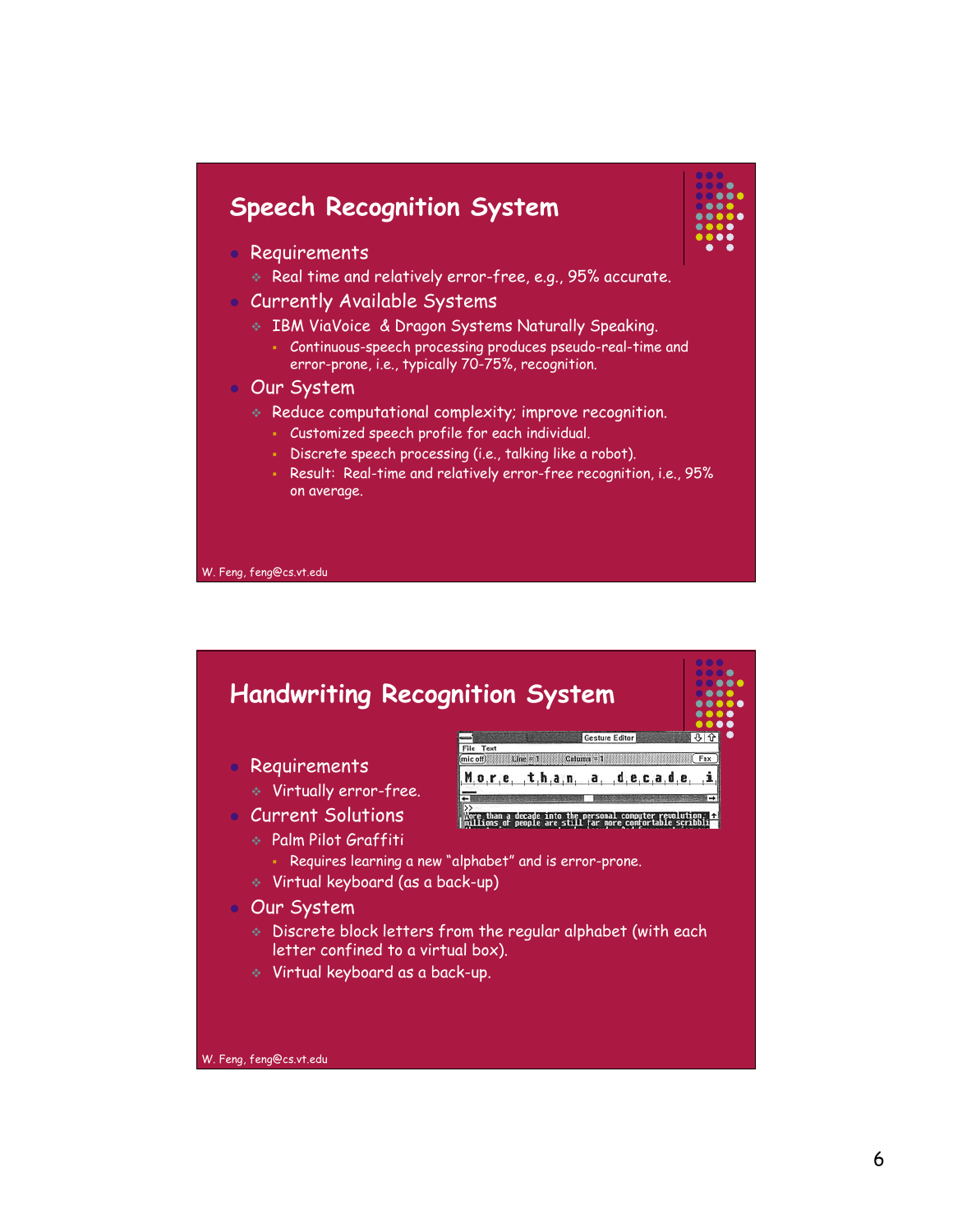## Speech Recognition System

- Requirements
  - Real time and relatively error-free, e.g., 95% accurate.
- Currently Available Systems
  - IBM ViaVoice & Dragon Systems Naturally Speaking.
    - Continuous-speech processing produces pseudo-real-time and error-prone, i.e., typically 70-75%, recognition.
- Our System
  - Reduce computational complexity; improve recognition.
    - Customized speech profile for each individual.
    - Discrete speech processing (i.e., talking like a robot).
    - Result: Real-time and relatively error-free recognition, i.e., 95% on average.

W. Feng, feng@cs.vt.edu

## Handwriting Recognition System

- Requirements
  - Virtually error-free.
- Current Solutions
  - Palm Pilot Graffiti
    - Requires learning a new "alphabet" and is error-prone.
  - Virtual keyboard (as a back-up)
- Our System
  - Discrete block letters from the regular alphabet (with each letter confined to a virtual box).
  - Virtual keyboard as a back-up.

W. Feng, feng@cs.vt.edu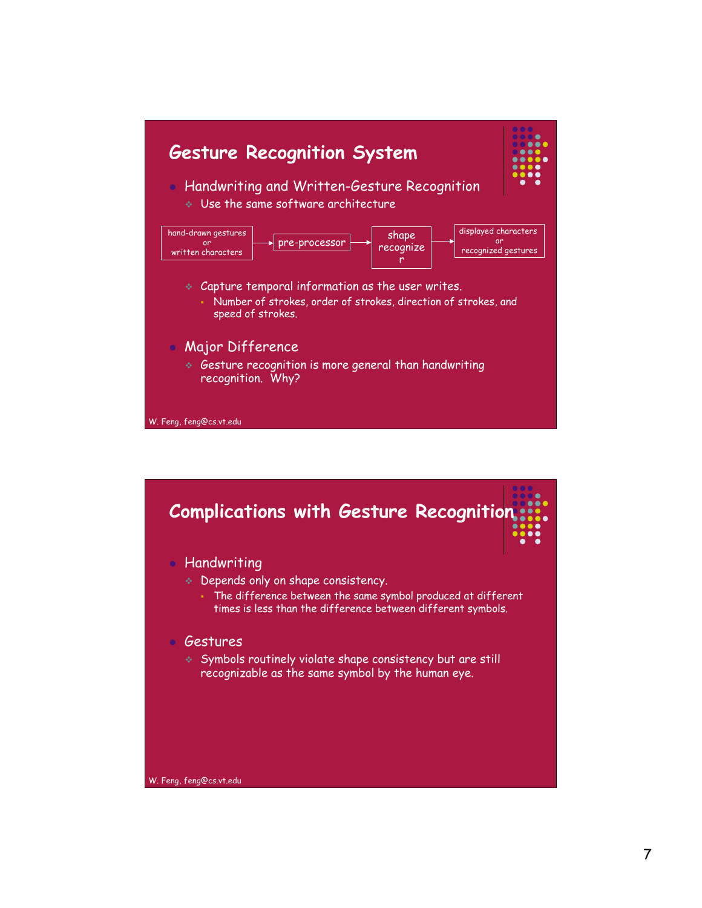# Gesture Recognition System

- Handwriting and Written-Gesture Recognition
  - Use the same software architecture

hand-drawn gestures or written characters → pre-processor → shape recognizer → displayed characters or recognized gestures

  - Capture temporal information as the user writes.
    - Number of strokes, order of strokes, direction of strokes, and speed of strokes.
- Major Difference
  - Gesture recognition is more general than handwriting recognition. Why?

W. Feng, feng@cs.vt.edu

# Complications with Gesture Recognition

- Handwriting
  - Depends only on shape consistency.
    - The difference between the same symbol produced at different times is less than the difference between different symbols.
- Gestures
  - Symbols routinely violate shape consistency but are still recognizable as the same symbol by the human eye.

W. Feng, feng@cs.vt.edu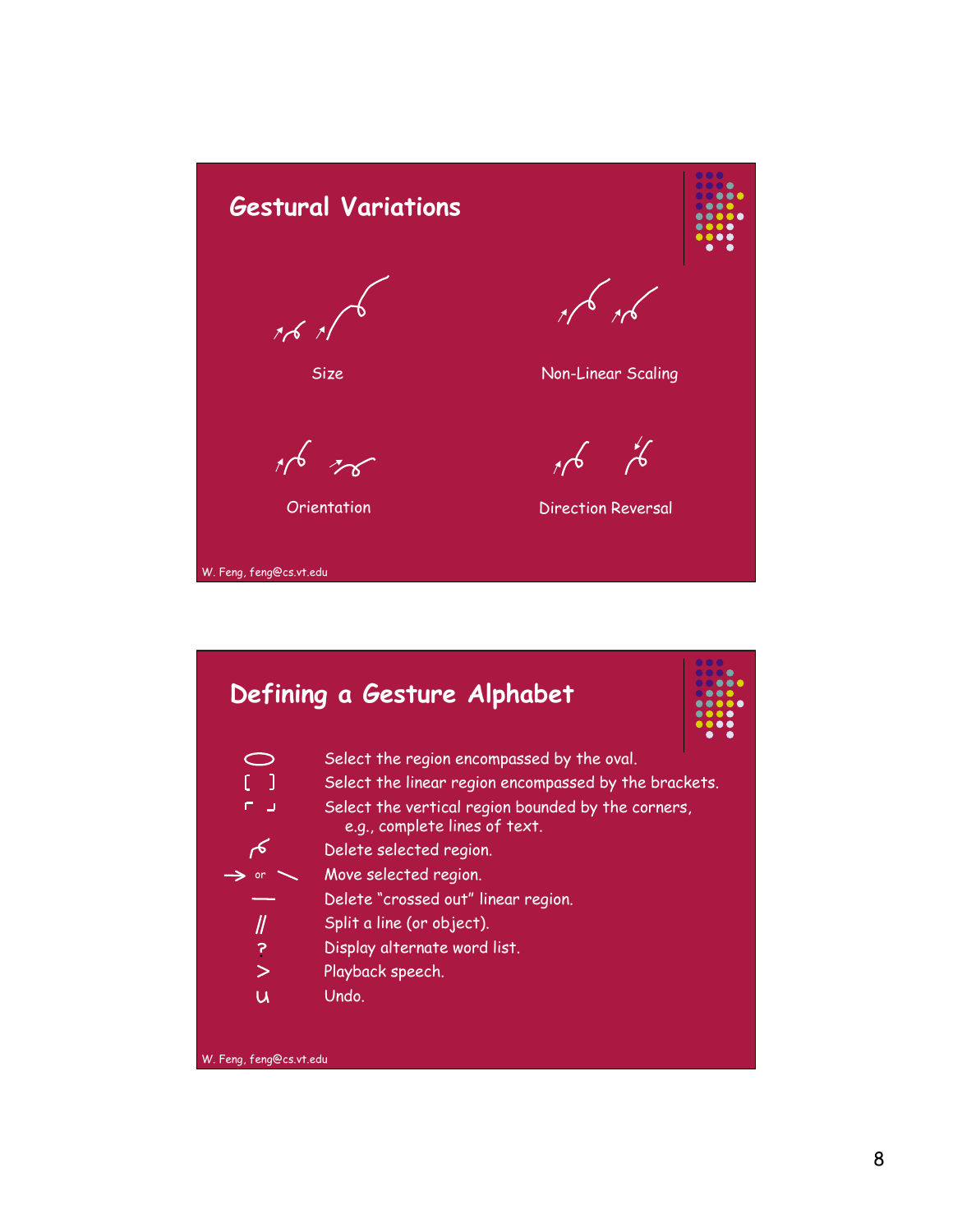# Gestural Variations

Size

Non-Linear Scaling

Orientation

Direction Reversal

# Defining a Gesture Alphabet

| Gesture | Meaning |
|---|---|
| ⬭ | Select the region encompassed by the oval. |
| [ ] | Select the linear region encompassed by the brackets. |
| ⌜ ⌟ | Select the vertical region bounded by the corners, e.g., complete lines of text. |
| (pigtail) | Delete selected region. |
| → or ╲ | Move selected region. |
| — | Delete "crossed out" linear region. |
| // | Split a line (or object). |
| ? | Display alternate word list. |
| > | Playback speech. |
| u | Undo. |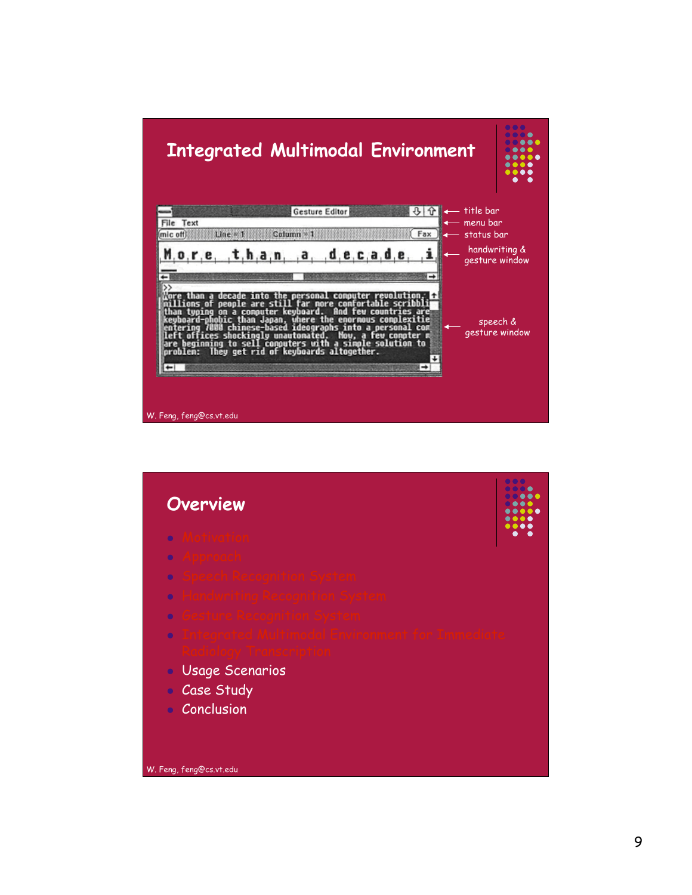## Integrated Multimodal Environment

- title bar
- menu bar
- status bar
- handwriting & gesture window
- speech & gesture window

W. Feng, feng@cs.vt.edu

## Overview

- Motivation
- Approach
- Speech Recognition System
- Handwriting Recognition System
- Gesture Recognition System
- Integrated Multimodal Environment for Immediate Radiology Transcription
- Usage Scenarios
- Case Study
- Conclusion

W. Feng, feng@cs.vt.edu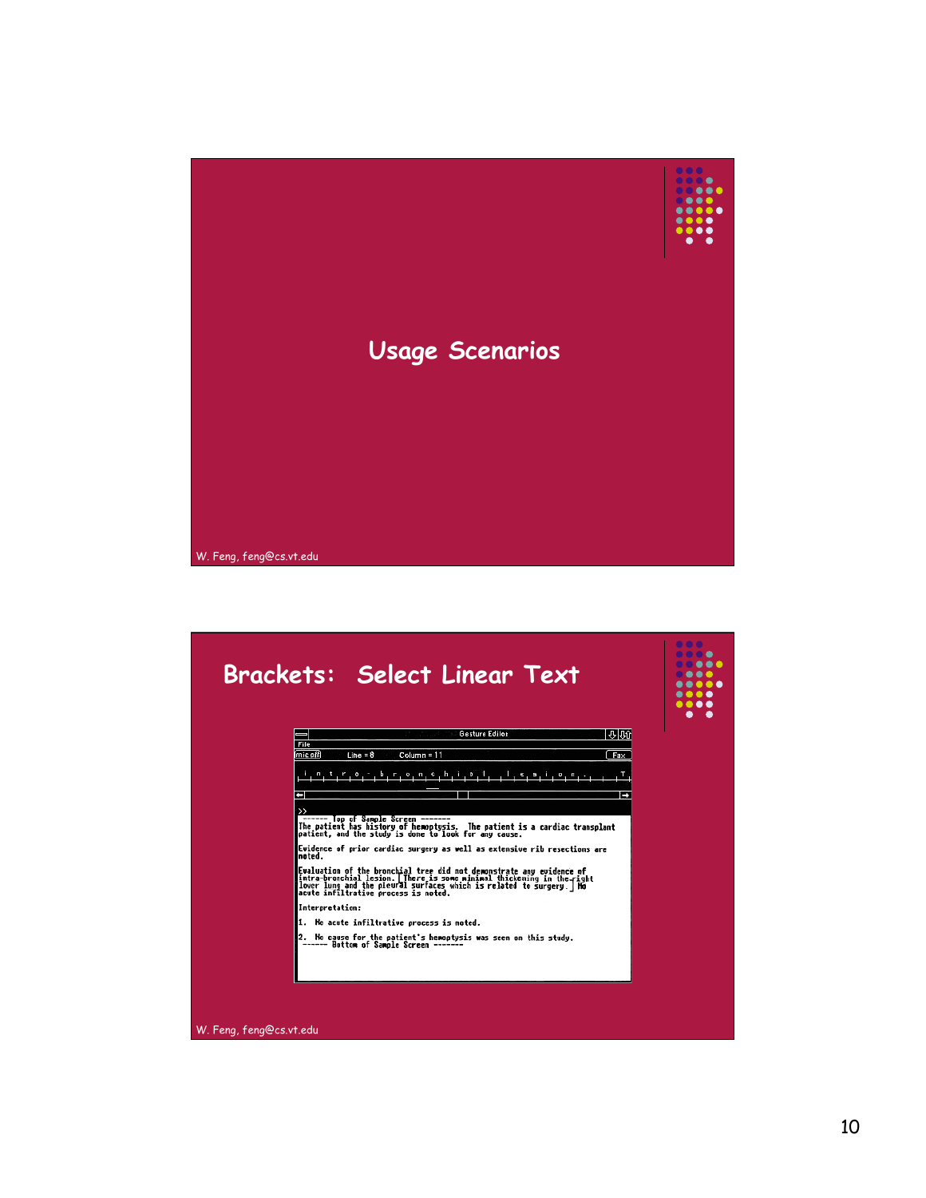# Usage Scenarios

W. Feng, feng@cs.vt.edu

## Brackets: Select Linear Text

```
Gesture Editor
File
mic off    Line = 8    Column = 11                                   Fax
 i n t r o - b r o n c h i a l   l e s i o n .                       T

>>
------ Top of Sample Screen -------
The patient has history of hemoptysis.  The patient is a cardiac transplant
patient, and the study is done to look for any cause.

Evidence of prior cardiac surgery as well as extensive rib resections are
noted.

Evaluation of the bronchial tree did not demonstrate any evidence of
intra-bronchial lesion. [There is some minimal thickening in the right
lower lung and the pleural surfaces which is related to surgery.] No
acute infiltrative process is noted.

Interpretation:

1.  No acute infiltrative process is noted.

2.  No cause for the patient's hemoptysis was seen on this study.
------ Bottom of Sample Screen -------
```

W. Feng, feng@cs.vt.edu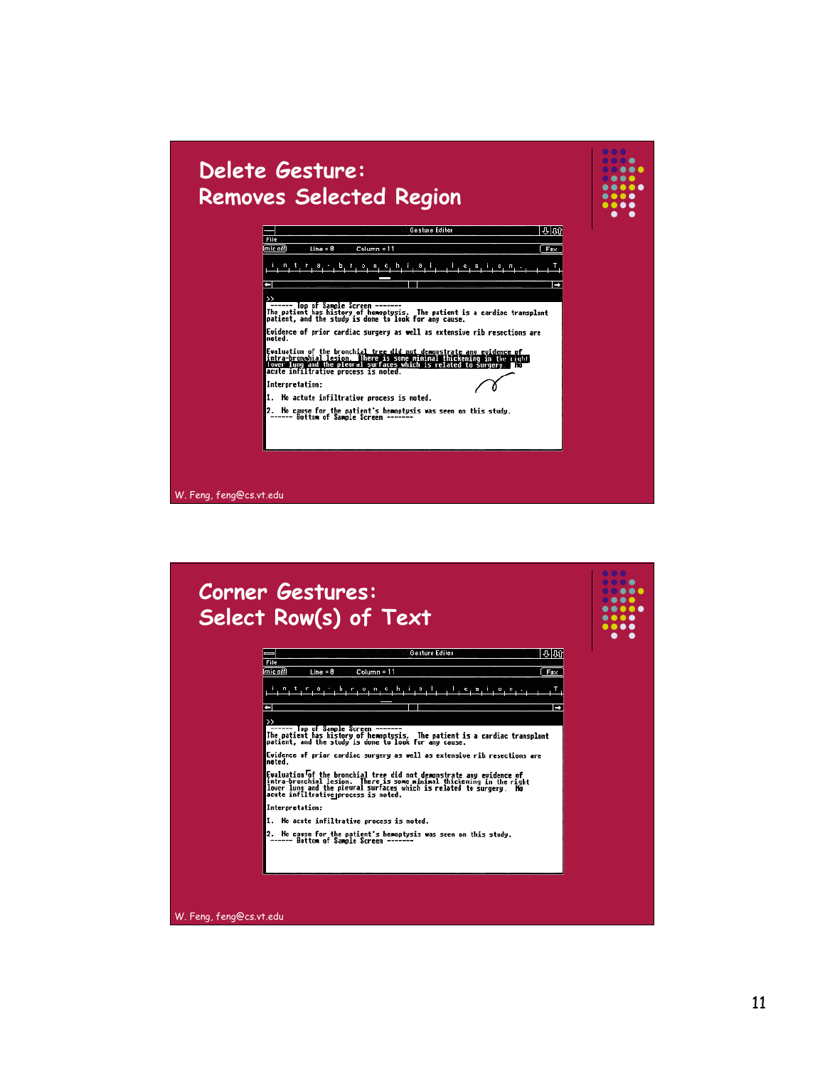## Delete Gesture: Removes Selected Region

```
Gesture Editor
File
mic off    Line = 8    Column = 11                                   Fax
i n t r a - b r o n c h i a l   l e s i o n .                        T

>>
------ Top of Sample Screen -------
The patient has history of hemoptysis.  The patient is a cardiac transplant
patient, and the study is done to look for any cause.

Evidence of prior cardiac surgery as well as extensive rib resections are
noted.

Evaluation of the bronchial tree did not demonstrate any evidence of
intra-bronchial lesion.  There is some minimal thickening in the right
lower lung and the pleural surfaces which is related to surgery.  No
acute infiltrative process is noted.

Interpretation:

1.  No actute infiltrative process is noted.

2.  No cause for the patient's hemoptysis was seen on this study.
------ Bottom of Sample Screen -------
```

W. Feng, feng@cs.vt.edu

## Corner Gestures: Select Row(s) of Text

```
Gesture Editor
File
mic off    Line = 8    Column = 11                                   Fax
i n t r a - b r o n c h i a l   l e s i o n .                        T

>>
------ Top of Sample Screen -------
The patient has history of hemoptysis.  The patient is a cardiac transplant
patient, and the study is done to look for any cause.

Evidence of prior cardiac surgery as well as extensive rib resections are
noted.

Evaluation of the bronchial tree did not demonstrate any evidence of
intra-bronchial lesion.  There is some minimal thickening in the right
lower lung and the pleural surfaces which is related to surgery.  No
acute infiltrative process is noted.

Interpretation:

1.  No acute infiltrative process is noted.

2.  No cause for the patient's hemoptysis was seen on this study.
------ Bottom of Sample Screen -------
```

W. Feng, feng@cs.vt.edu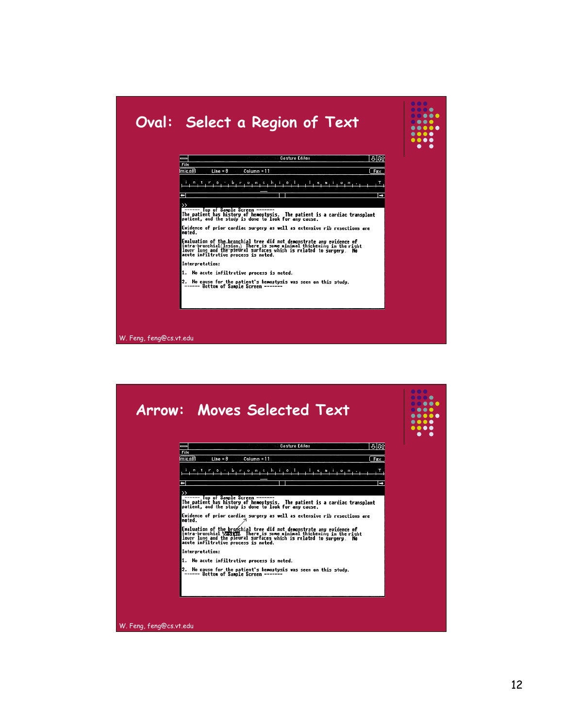## Oval: Select a Region of Text

```
Gesture Editor
File
mic off    Line = 8    Column = 11                                   Fax
i n t r o - b r o n c h i o l   l e s i o n .                        T

>>
------ Top of Sample Screen -------
The patient has history of hemoptysis.  The patient is a cardiac transplant
patient, and the study is done to look for any cause.

Evidence of prior cardiac surgery as well as extensive rib resections are
noted.

Evaluation of the bronchial tree did not demonstrate any evidence of
intra-bronchial (lesion.) There is some minimal thickening in the right
lower lung and the pleural surfaces which is related to surgery.  No
acute infiltrative process is noted.

Interpretation:

1.  No acute infiltrative process is noted.

2.  No cause for the patient's hemoptysis was seen on this study.
 ------ Bottom of Sample Screen -------
```

W. Feng, feng@cs.vt.edu

## Arrow: Moves Selected Text

```
Gesture Editor
File
mic off    Line = 8    Column = 11                                   Fax
i n t r o - b r o n c h i o l   l e s i o n .                        T

>>
------ Top of Sample Screen -------
The patient has history of hemoptysis.  The patient is a cardiac transplant
patient, and the study is done to look for any cause.

Evidence of prior cardiac surgery as well as extensive rib resections are
noted.

Evaluation of the bronchial tree did not demonstrate any evidence of
intra-bronchial lesion.  There is some minimal thickening in the right
lower lung and the pleural surfaces which is related to surgery.  No
acute infiltrative process is noted.

Interpretation:

1.  No acute infiltrative process is noted.

2.  No cause for the patient's hemoptysis was seen on this study.
 ------ Bottom of Sample Screen -------
```

W. Feng, feng@cs.vt.edu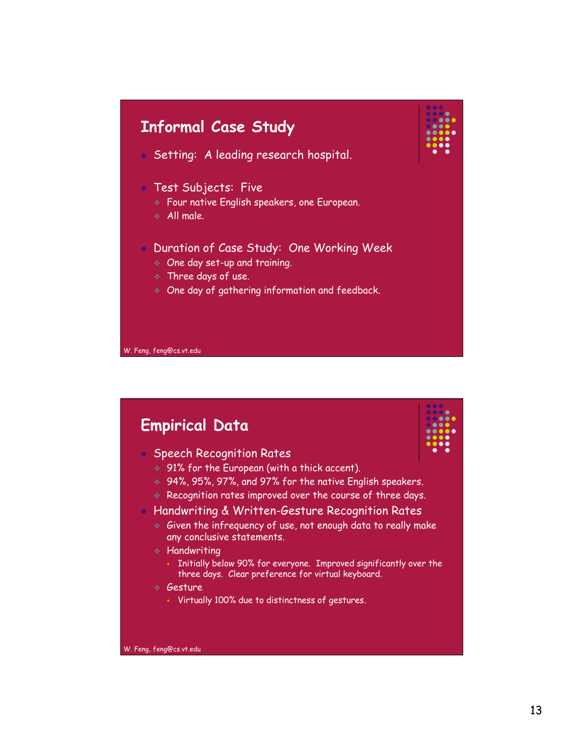## Informal Case Study

- Setting: A leading research hospital.
- Test Subjects: Five
  - Four native English speakers, one European.
  - All male.
- Duration of Case Study: One Working Week
  - One day set-up and training.
  - Three days of use.
  - One day of gathering information and feedback.

W. Feng, feng@cs.vt.edu

## Empirical Data

- Speech Recognition Rates
  - 91% for the European (with a thick accent).
  - 94%, 95%, 97%, and 97% for the native English speakers.
  - Recognition rates improved over the course of three days.
- Handwriting & Written-Gesture Recognition Rates
  - Given the infrequency of use, not enough data to really make any conclusive statements.
  - Handwriting
    - Initially below 90% for everyone. Improved significantly over the three days. Clear preference for virtual keyboard.
  - Gesture
    - Virtually 100% due to distinctness of gestures.

W. Feng, feng@cs.vt.edu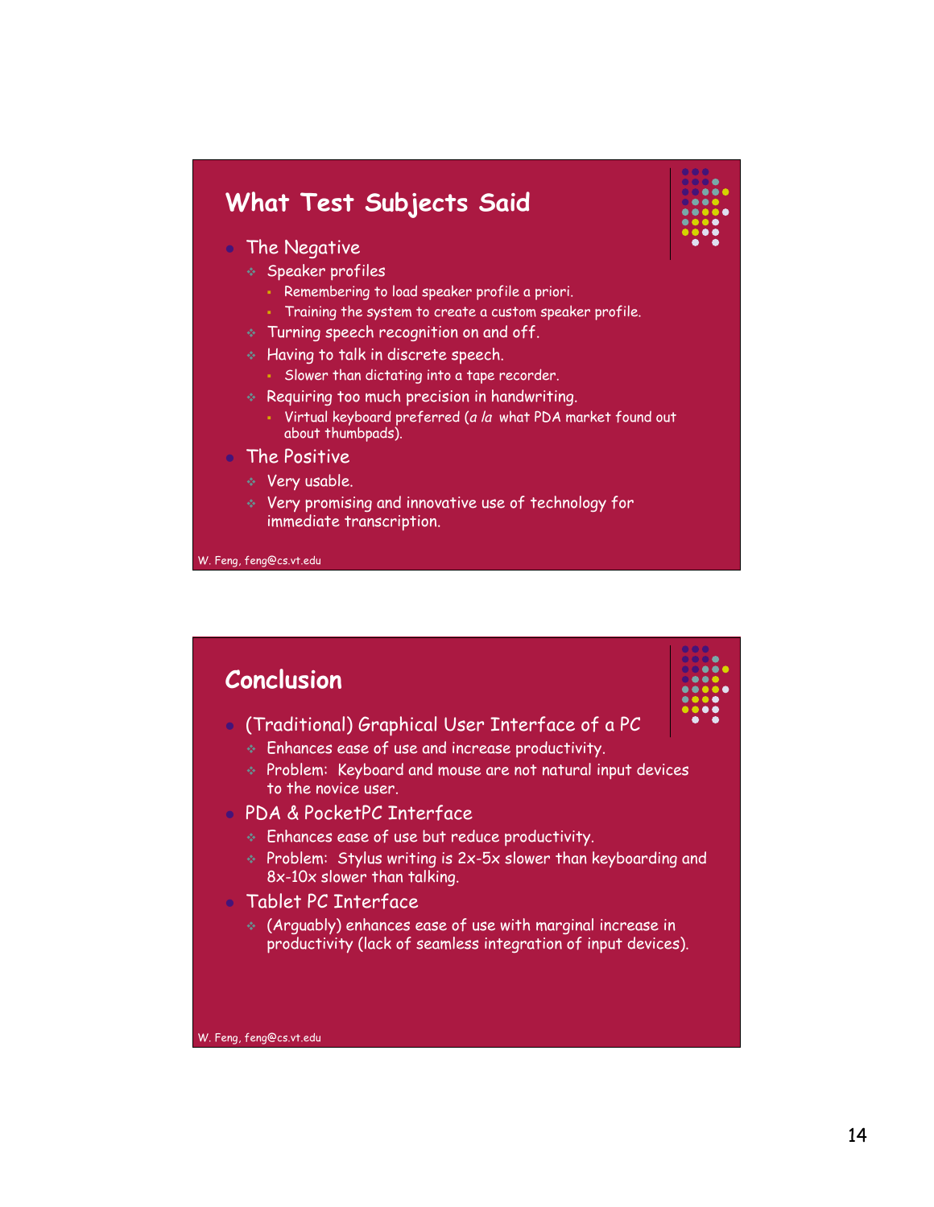## What Test Subjects Said

- The Negative
  - Speaker profiles
    - Remembering to load speaker profile a priori.
    - Training the system to create a custom speaker profile.
  - Turning speech recognition on and off.
  - Having to talk in discrete speech.
    - Slower than dictating into a tape recorder.
  - Requiring too much precision in handwriting.
    - Virtual keyboard preferred (*a la* what PDA market found out about thumbpads).
- The Positive
  - Very usable.
  - Very promising and innovative use of technology for immediate transcription.

W. Feng, feng@cs.vt.edu

## Conclusion

- (Traditional) Graphical User Interface of a PC
  - Enhances ease of use and increase productivity.
  - Problem: Keyboard and mouse are not natural input devices to the novice user.
- PDA & PocketPC Interface
  - Enhances ease of use but reduce productivity.
  - Problem: Stylus writing is 2x-5x slower than keyboarding and 8x-10x slower than talking.
- Tablet PC Interface
  - (Arguably) enhances ease of use with marginal increase in productivity (lack of seamless integration of input devices).

W. Feng, feng@cs.vt.edu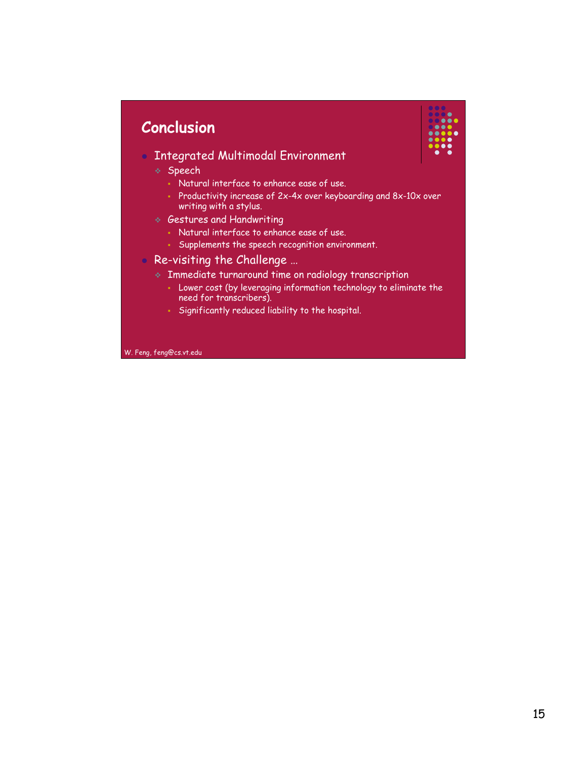# Conclusion

- Integrated Multimodal Environment
  - Speech
    - Natural interface to enhance ease of use.
    - Productivity increase of 2x-4x over keyboarding and 8x-10x over writing with a stylus.
  - Gestures and Handwriting
    - Natural interface to enhance ease of use.
    - Supplements the speech recognition environment.
- Re-visiting the Challenge …
  - Immediate turnaround time on radiology transcription
    - Lower cost (by leveraging information technology to eliminate the need for transcribers).
    - Significantly reduced liability to the hospital.

W. Feng, feng@cs.vt.edu